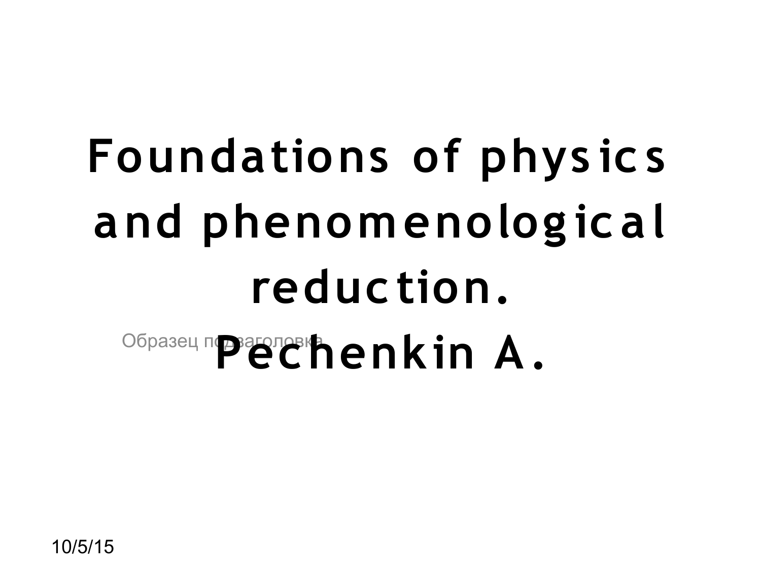# Foundations of physics and phenomenological reduction.

Образец подзаголовка

**Pechenkin A.**

10/5/15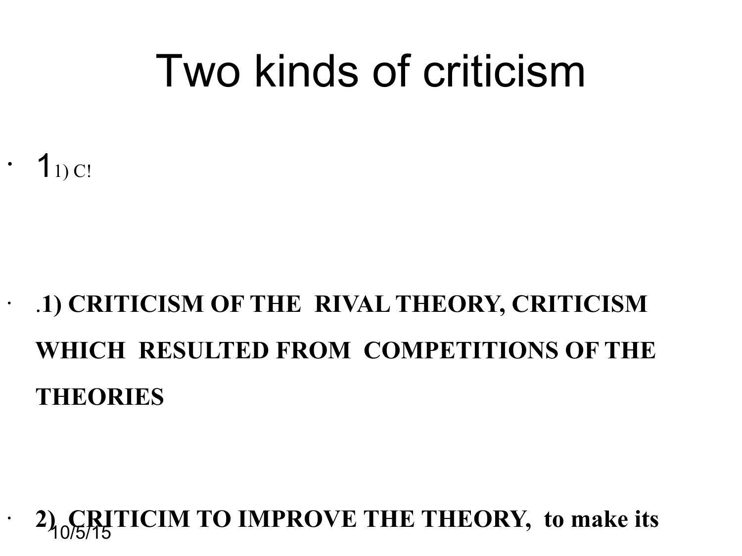# Two kinds of criticism

- 1 1) C!

- .**1) CRITICISM OF THE RIVAL THEORY, CRITICISM WHICH RESULTED FROM COMPETITIONS OF THE THEORIES**

- **2) CRITICIM TO IMPROVE THE THEORY, to make its**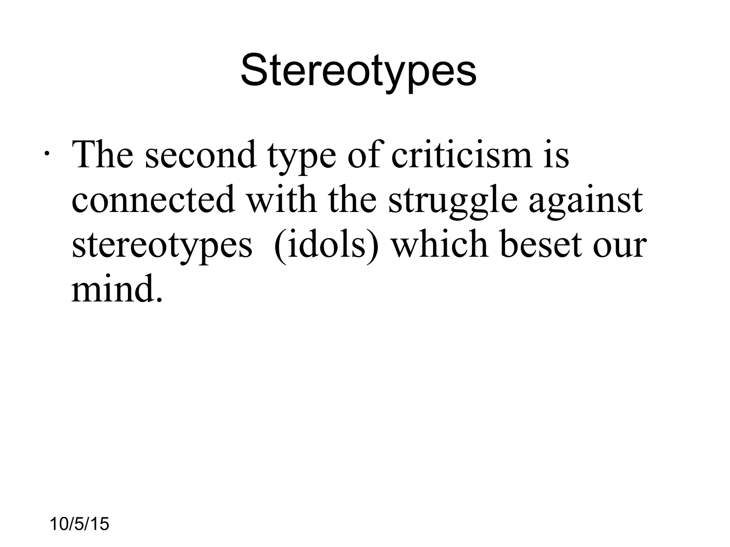# Stereotypes

- The second type of criticism is connected with the struggle against stereotypes (idols) which beset our mind.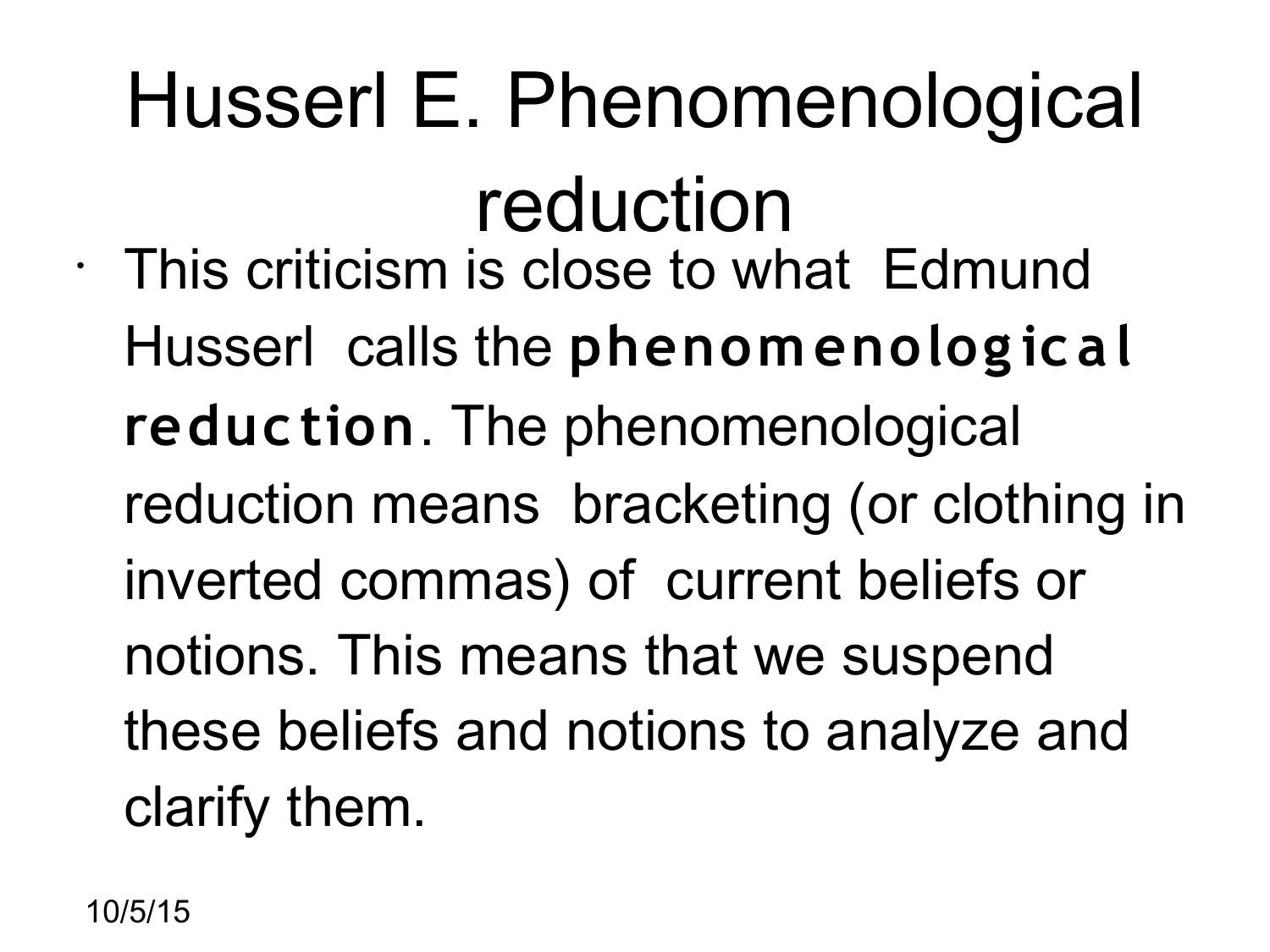# Husserl E. Phenomenological reduction

- This criticism is close to what Edmund Husserl calls the **phenomenological reduction**. The phenomenological reduction means bracketing (or clothing in inverted commas) of current beliefs or notions. This means that we suspend these beliefs and notions to analyze and clarify them.

10/5/15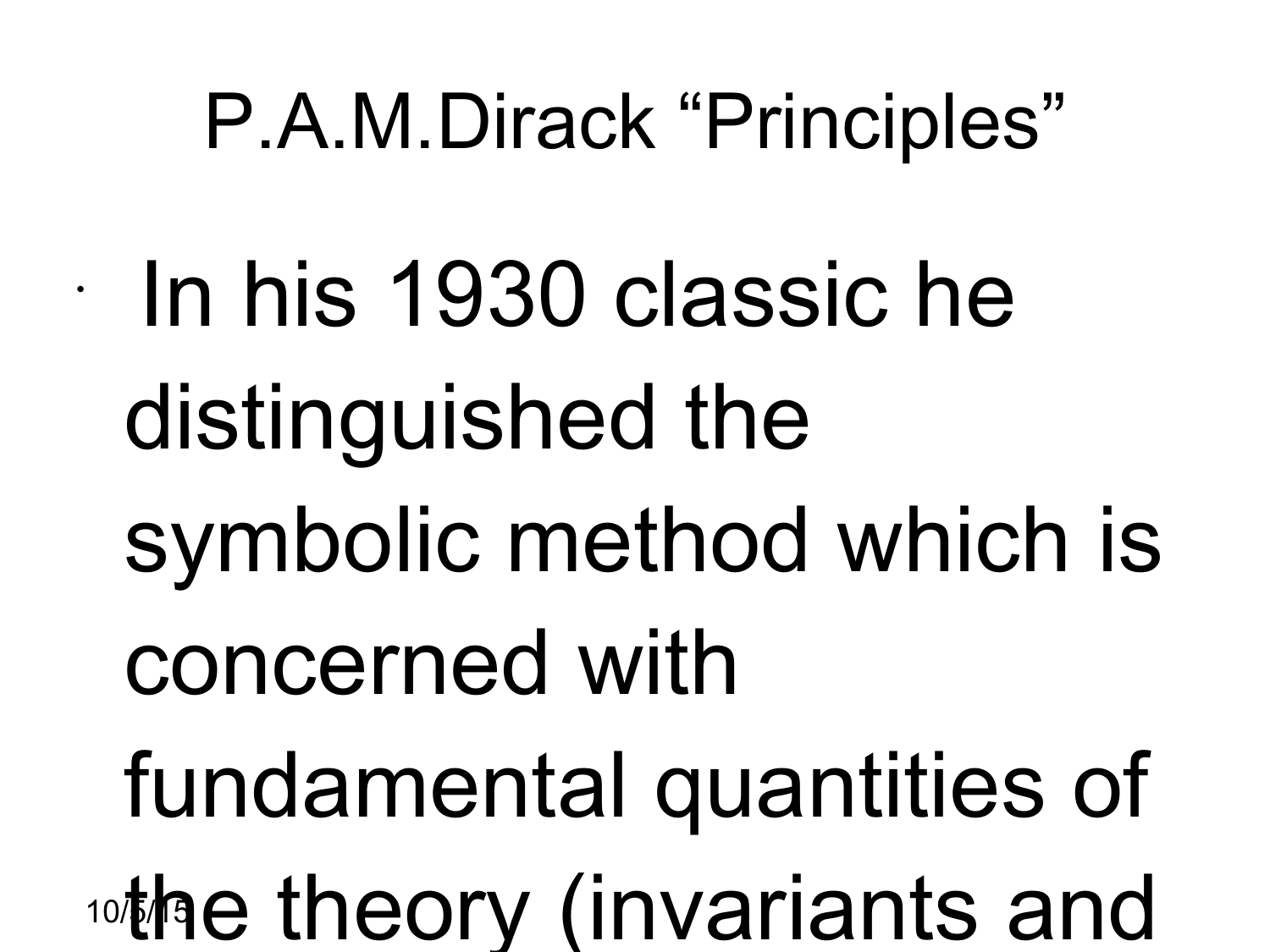# P.A.M.Dirack "Principles"

- In his 1930 classic he distinguished the symbolic method which is concerned with fundamental quantities of the theory (invariants and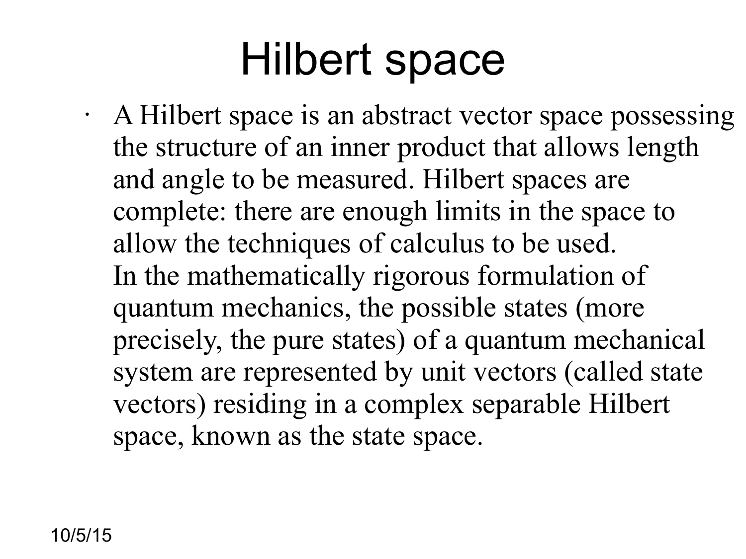# Hilbert space

- A Hilbert space is an abstract vector space possessing the structure of an inner product that allows length and angle to be measured. Hilbert spaces are complete: there are enough limits in the space to allow the techniques of calculus to be used.
  In the mathematically rigorous formulation of quantum mechanics, the possible states (more precisely, the pure states) of a quantum mechanical system are represented by unit vectors (called state vectors) residing in a complex separable Hilbert space, known as the state space.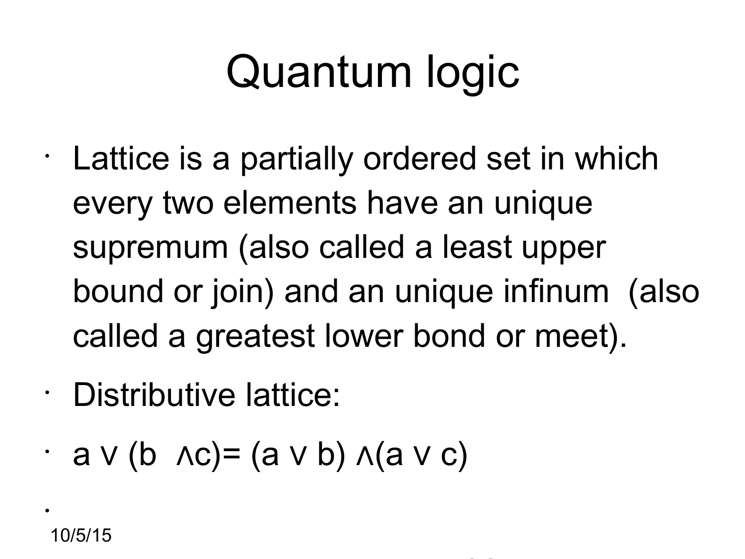# Quantum logic

- Lattice is a partially ordered set in which every two elements have an unique supremum (also called a least upper bound or join) and an unique infinum (also called a greatest lower bond or meet).
- Distributive lattice:
- $a \vee (b \wedge c) = (a \vee b) \wedge (a \vee c)$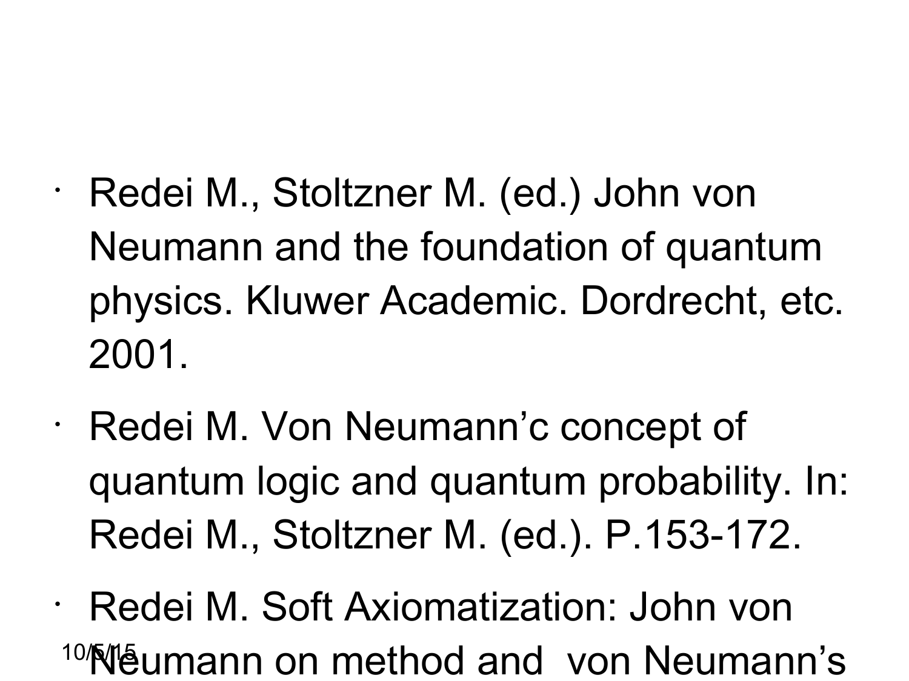- Redei M., Stoltzner M. (ed.) John von Neumann and the foundation of quantum physics. Kluwer Academic. Dordrecht, etc. 2001.
- Redei M. Von Neumann’c concept of quantum logic and quantum probability. In: Redei M., Stoltzner M. (ed.). P.153-172.
- Redei M. Soft Axiomatization: John von Neumann on method and von Neumann’s